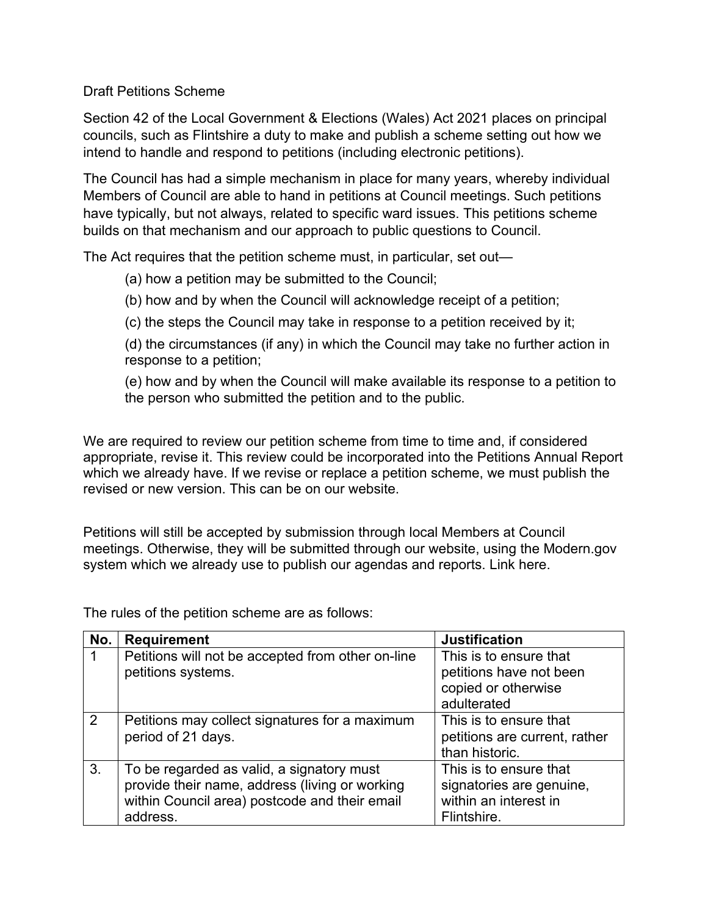Draft Petitions Scheme

Section 42 of the Local Government & Elections (Wales) Act 2021 places on principal councils, such as Flintshire a duty to make and publish a scheme setting out how we intend to handle and respond to petitions (including electronic petitions).

The Council has had a simple mechanism in place for many years, whereby individual Members of Council are able to hand in petitions at Council meetings. Such petitions have typically, but not always, related to specific ward issues. This petitions scheme builds on that mechanism and our approach to public questions to Council.

The Act requires that the petition scheme must, in particular, set out—

(a) how a petition may be submitted to the Council;

(b) how and by when the Council will acknowledge receipt of a petition;

(c) the steps the Council may take in response to a petition received by it;

(d) the circumstances (if any) in which the Council may take no further action in response to a petition;

(e) how and by when the Council will make available its response to a petition to the person who submitted the petition and to the public.

We are required to review our petition scheme from time to time and, if considered appropriate, revise it. This review could be incorporated into the Petitions Annual Report which we already have. If we revise or replace a petition scheme, we must publish the revised or new version. This can be on our website.

Petitions will still be accepted by submission through local Members at Council meetings. Otherwise, they will be submitted through our website, using the Modern.gov system which we already use to publish our agendas and reports. Link here.

The rules of the petition scheme are as follows:

| No. | Requirement | Justification |
|---|---|---|
| 1 | Petitions will not be accepted from other on-line petitions systems. | This is to ensure that petitions have not been copied or otherwise adulterated |
| 2 | Petitions may collect signatures for a maximum period of 21 days. | This is to ensure that petitions are current, rather than historic. |
| 3. | To be regarded as valid, a signatory must provide their name, address (living or working within Council area) postcode and their email address. | This is to ensure that signatories are genuine, within an interest in Flintshire. |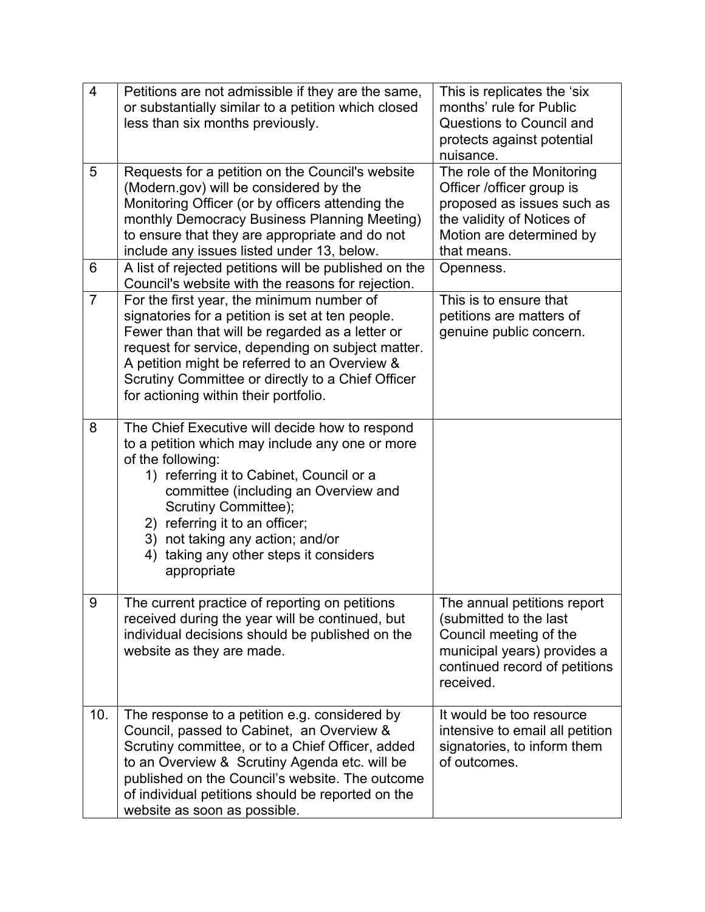| | | |
|---|---|---|
| 4 | Petitions are not admissible if they are the same, or substantially similar to a petition which closed less than six months previously. | This is replicates the 'six months' rule for Public Questions to Council and protects against potential nuisance. |
| 5 | Requests for a petition on the Council's website (Modern.gov) will be considered by the Monitoring Officer (or by officers attending the monthly Democracy Business Planning Meeting) to ensure that they are appropriate and do not include any issues listed under 13, below. | The role of the Monitoring Officer /officer group is proposed as issues such as the validity of Notices of Motion are determined by that means. |
| 6 | A list of rejected petitions will be published on the Council's website with the reasons for rejection. | Openness. |
| 7 | For the first year, the minimum number of signatories for a petition is set at ten people. Fewer than that will be regarded as a letter or request for service, depending on subject matter. A petition might be referred to an Overview & Scrutiny Committee or directly to a Chief Officer for actioning within their portfolio. | This is to ensure that petitions are matters of genuine public concern. |
| 8 | The Chief Executive will decide how to respond to a petition which may include any one or more of the following:<br>1) referring it to Cabinet, Council or a committee (including an Overview and Scrutiny Committee);<br>2) referring it to an officer;<br>3) not taking any action; and/or<br>4) taking any other steps it considers appropriate | |
| 9 | The current practice of reporting on petitions received during the year will be continued, but individual decisions should be published on the website as they are made. | The annual petitions report (submitted to the last Council meeting of the municipal years) provides a continued record of petitions received. |
| 10. | The response to a petition e.g. considered by Council, passed to Cabinet, an Overview & Scrutiny committee, or to a Chief Officer, added to an Overview & Scrutiny Agenda etc. will be published on the Council's website. The outcome of individual petitions should be reported on the website as soon as possible. | It would be too resource intensive to email all petition signatories, to inform them of outcomes. |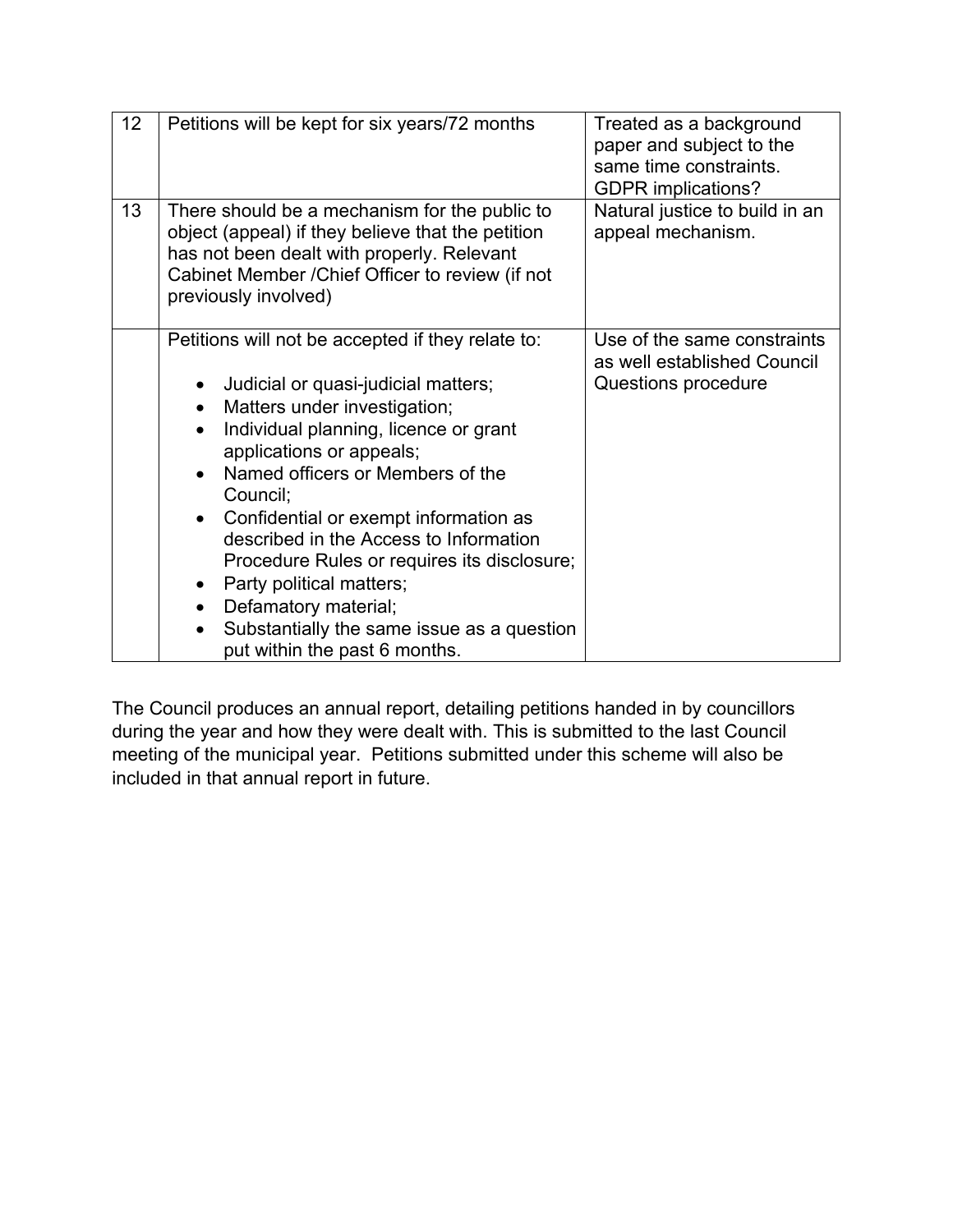| | | |
|---|---|---|
| 12 | Petitions will be kept for six years/72 months | Treated as a background paper and subject to the same time constraints. GDPR implications? |
| 13 | There should be a mechanism for the public to object (appeal) if they believe that the petition has not been dealt with properly. Relevant Cabinet Member /Chief Officer to review (if not previously involved) | Natural justice to build in an appeal mechanism. |
| | Petitions will not be accepted if they relate to:<br>• Judicial or quasi-judicial matters;<br>• Matters under investigation;<br>• Individual planning, licence or grant applications or appeals;<br>• Named officers or Members of the Council;<br>• Confidential or exempt information as described in the Access to Information Procedure Rules or requires its disclosure;<br>• Party political matters;<br>• Defamatory material;<br>• Substantially the same issue as a question put within the past 6 months. | Use of the same constraints as well established Council Questions procedure |

The Council produces an annual report, detailing petitions handed in by councillors during the year and how they were dealt with. This is submitted to the last Council meeting of the municipal year. Petitions submitted under this scheme will also be included in that annual report in future.